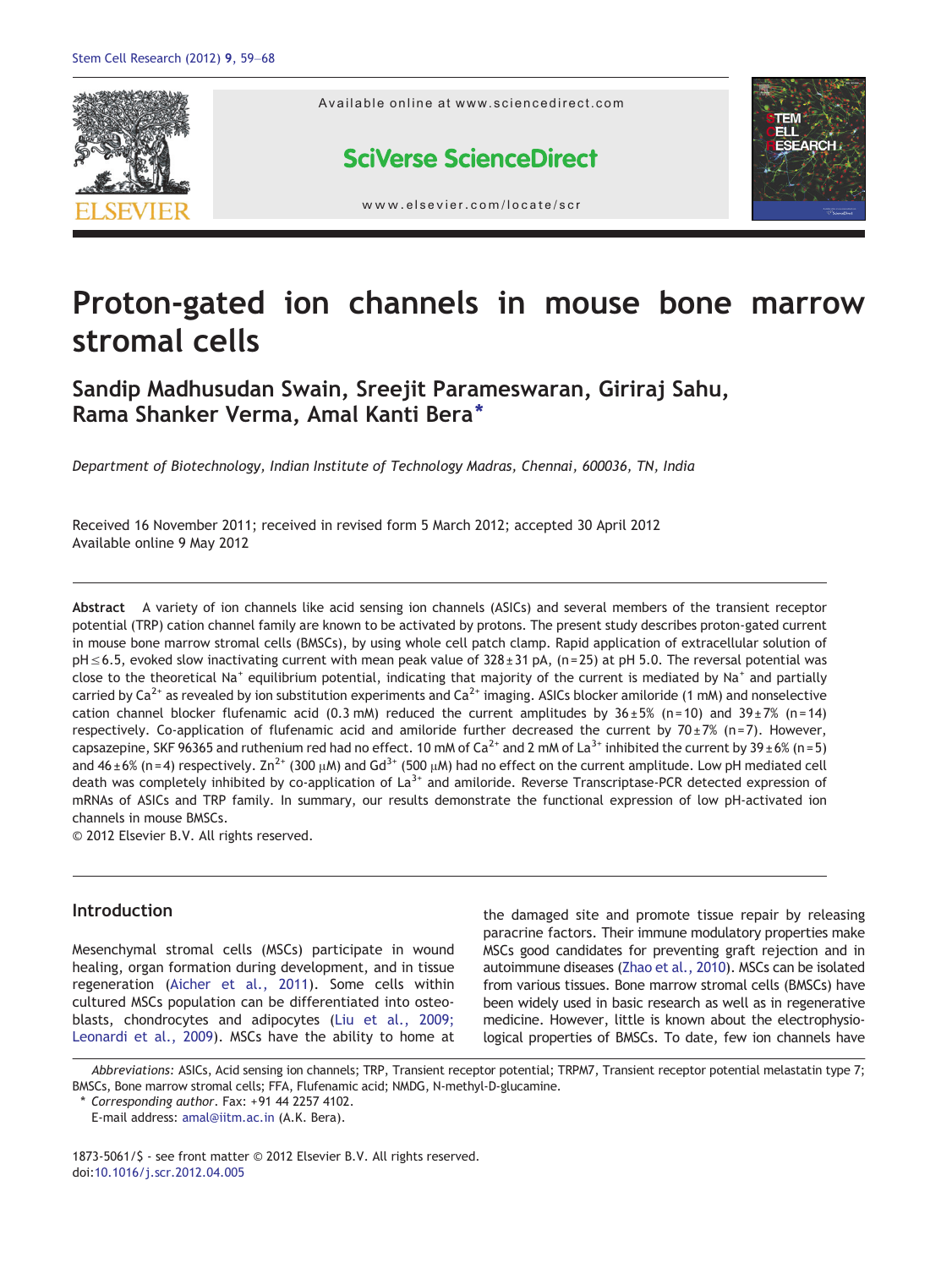# Proton-gated ion channels in mouse bone marrow stromal cells

**Sandip Madhusudan Swain, Sreejit Parameswaran, Giriraj Sahu, Rama Shanker Verma, Amal Kanti Bera***

*Department of Biotechnology, Indian Institute of Technology Madras, Chennai, 600036, TN, India*

Received 16 November 2011; received in revised form 5 March 2012; accepted 30 April 2012
Available online 9 May 2012

**Abstract** A variety of ion channels like acid sensing ion channels (ASICs) and several members of the transient receptor potential (TRP) cation channel family are known to be activated by protons. The present study describes proton-gated current in mouse bone marrow stromal cells (BMSCs), by using whole cell patch clamp. Rapid application of extracellular solution of pH ≤ 6.5, evoked slow inactivating current with mean peak value of 328 ± 31 pA, (n = 25) at pH 5.0. The reversal potential was close to the theoretical $Na^+$ equilibrium potential, indicating that majority of the current is mediated by $Na^+$ and partially carried by $Ca^{2+}$ as revealed by ion substitution experiments and $Ca^{2+}$ imaging. ASICs blocker amiloride (1 mM) and nonselective cation channel blocker flufenamic acid (0.3 mM) reduced the current amplitudes by 36 ± 5% (n = 10) and 39 ± 7% (n = 14) respectively. Co-application of flufenamic acid and amiloride further decreased the current by 70 ± 7% (n = 7). However, capsazepine, SKF 96365 and ruthenium red had no effect. 10 mM of $Ca^{2+}$ and 2 mM of $La^{3+}$ inhibited the current by 39 ± 6% (n = 5) and 46 ± 6% (n = 4) respectively. $Zn^{2+}$ (300 μM) and $Gd^{3+}$ (500 μM) had no effect on the current amplitude. Low pH mediated cell death was completely inhibited by co-application of $La^{3+}$ and amiloride. Reverse Transcriptase-PCR detected expression of mRNAs of ASICs and TRP family. In summary, our results demonstrate the functional expression of low pH-activated ion channels in mouse BMSCs.
© 2012 Elsevier B.V. All rights reserved.

## Introduction

Mesenchymal stromal cells (MSCs) participate in wound healing, organ formation during development, and in tissue regeneration (Aicher et al., 2011). Some cells within cultured MSCs population can be differentiated into osteoblasts, chondrocytes and adipocytes (Liu et al., 2009; Leonardi et al., 2009). MSCs have the ability to home at the damaged site and promote tissue repair by releasing paracrine factors. Their immune modulatory properties make MSCs good candidates for preventing graft rejection and in autoimmune diseases (Zhao et al., 2010). MSCs can be isolated from various tissues. Bone marrow stromal cells (BMSCs) have been widely used in basic research as well as in regenerative medicine. However, little is known about the electrophysiological properties of BMSCs. To date, few ion channels have

*Abbreviations:* ASICs, Acid sensing ion channels; TRP, Transient receptor potential; TRPM7, Transient receptor potential melastatin type 7; BMSCs, Bone marrow stromal cells; FFA, Flufenamic acid; NMDG, N-methyl-D-glucamine.

\* *Corresponding author*. Fax: +91 44 2257 4102.
E-mail address: amal@iitm.ac.in (A.K. Bera).

1873-5061/$ - see front matter © 2012 Elsevier B.V. All rights reserved.
doi:10.1016/j.scr.2012.04.005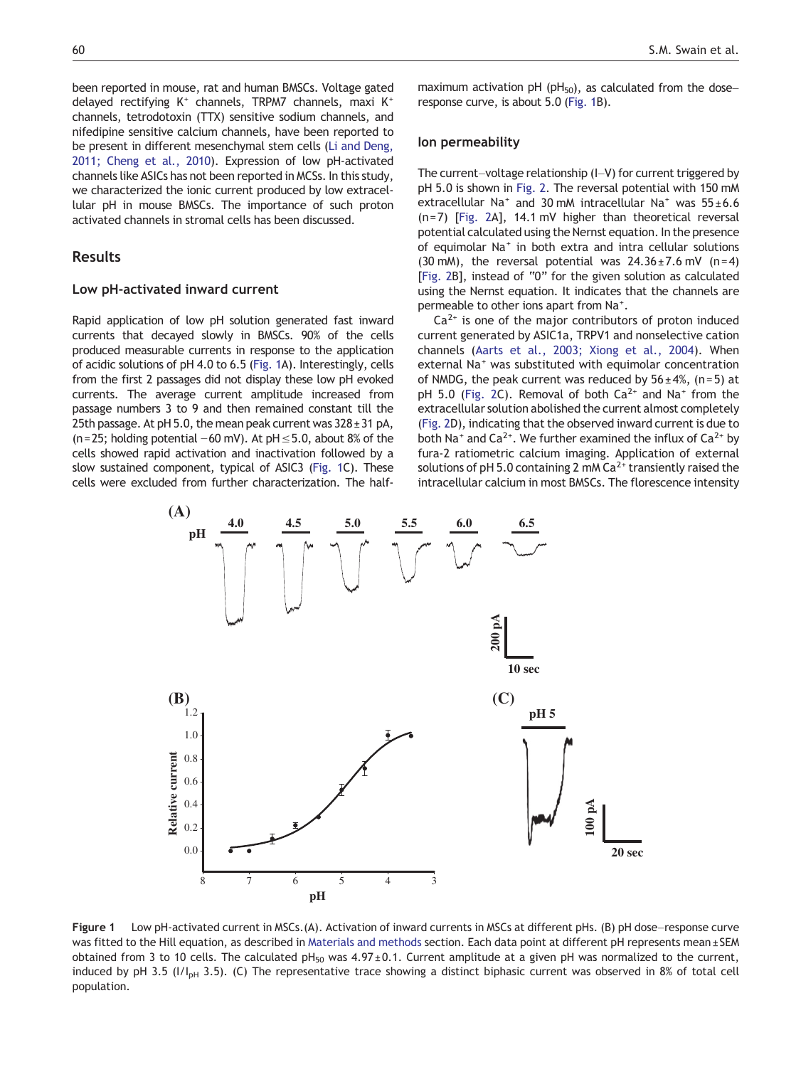been reported in mouse, rat and human BMSCs. Voltage gated delayed rectifying $K^+$ channels, TRPM7 channels, maxi $K^+$ channels, tetrodotoxin (TTX) sensitive sodium channels, and nifedipine sensitive calcium channels, have been reported to be present in different mesenchymal stem cells (Li and Deng, 2011; Cheng et al., 2010). Expression of low pH-activated channels like ASICs has not been reported in MCSs. In this study, we characterized the ionic current produced by low extracellular pH in mouse BMSCs. The importance of such proton activated channels in stromal cells has been discussed.

## Results

### Low pH-activated inward current

Rapid application of low pH solution generated fast inward currents that decayed slowly in BMSCs. 90% of the cells produced measurable currents in response to the application of acidic solutions of pH 4.0 to 6.5 (Fig. 1A). Interestingly, cells from the first 2 passages did not display these low pH evoked currents. The average current amplitude increased from passage numbers 3 to 9 and then remained constant till the 25th passage. At pH 5.0, the mean peak current was 328 ± 31 pA, (n = 25; holding potential −60 mV). At pH ≤ 5.0, about 8% of the cells showed rapid activation and inactivation followed by a slow sustained component, typical of ASIC3 (Fig. 1C). These cells were excluded from further characterization. The half-maximum activation pH ($pH_{50}$), as calculated from the dose–response curve, is about 5.0 (Fig. 1B).

### Ion permeability

The current–voltage relationship (I–V) for current triggered by pH 5.0 is shown in Fig. 2. The reversal potential with 150 mM extracellular $Na^+$ and 30 mM intracellular $Na^+$ was 55 ± 6.6 (n = 7) [Fig. 2A], 14.1 mV higher than theoretical reversal potential calculated using the Nernst equation. In the presence of equimolar $Na^+$ in both extra and intra cellular solutions (30 mM), the reversal potential was 24.36 ± 7.6 mV (n = 4) [Fig. 2B], instead of "0" for the given solution as calculated using the Nernst equation. It indicates that the channels are permeable to other ions apart from $Na^+$.

$Ca^{2+}$ is one of the major contributors of proton induced current generated by ASIC1a, TRPV1 and nonselective cation channels (Aarts et al., 2003; Xiong et al., 2004). When external $Na^+$ was substituted with equimolar concentration of NMDG, the peak current was reduced by 56 ± 4%, (n = 5) at pH 5.0 (Fig. 2C). Removal of both $Ca^{2+}$ and $Na^+$ from the extracellular solution abolished the current almost completely (Fig. 2D), indicating that the observed inward current is due to both $Na^+$ and $Ca^{2+}$. We further examined the influx of $Ca^{2+}$ by fura-2 ratiometric calcium imaging. Application of external solutions of pH 5.0 containing 2 mM $Ca^{2+}$ transiently raised the intracellular calcium in most BMSCs. The florescence intensity

**Figure 1** Low pH-activated current in MSCs. (A). Activation of inward currents in MSCs at different pHs. (B) pH dose–response curve was fitted to the Hill equation, as described in Materials and methods section. Each data point at different pH represents mean ± SEM obtained from 3 to 10 cells. The calculated $pH_{50}$ was 4.97 ± 0.1. Current amplitude at a given pH was normalized to the current, induced by pH 3.5 ($I/I_{pH}$ 3.5). (C) The representative trace showing a distinct biphasic current was observed in 8% of total cell population.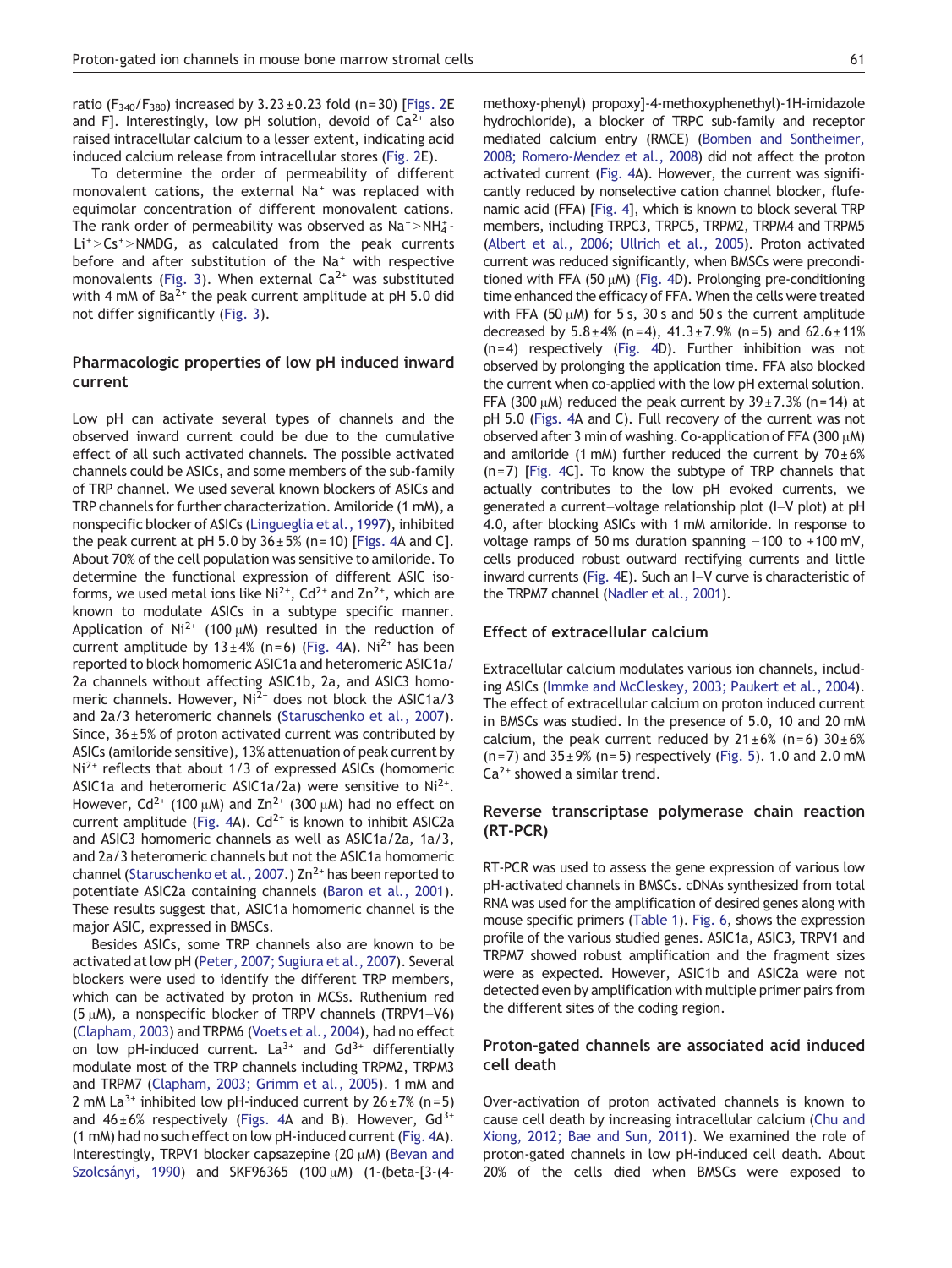ratio ($F_{340}/F_{380}$) increased by 3.23 ± 0.23 fold (n = 30) [Figs. 2E and F]. Interestingly, low pH solution, devoid of $Ca^{2+}$ also raised intracellular calcium to a lesser extent, indicating acid induced calcium release from intracellular stores (Fig. 2E).

To determine the order of permeability of different monovalent cations, the external $Na^+$ was replaced with equimolar concentration of different monovalent cations. The rank order of permeability was observed as $Na^+ > NH_4^+ \cdot Li^+ > Cs^+ >$ NMDG, as calculated from the peak currents before and after substitution of the $Na^+$ with respective monovalents (Fig. 3). When external $Ca^{2+}$ was substituted with 4 mM of $Ba^{2+}$ the peak current amplitude at pH 5.0 did not differ significantly (Fig. 3).

## Pharmacologic properties of low pH induced inward current

Low pH can activate several types of channels and the observed inward current could be due to the cumulative effect of all such activated channels. The possible activated channels could be ASICs, and some members of the sub-family of TRP channel. We used several known blockers of ASICs and TRP channels for further characterization. Amiloride (1 mM), a nonspecific blocker of ASICs (Lingueglia et al., 1997), inhibited the peak current at pH 5.0 by 36 ± 5% (n = 10) [Figs. 4A and C]. About 70% of the cell population was sensitive to amiloride. To determine the functional expression of different ASIC isoforms, we used metal ions like $Ni^{2+}$, $Cd^{2+}$ and $Zn^{2+}$, which are known to modulate ASICs in a subtype specific manner. Application of $Ni^{2+}$ (100 μM) resulted in the reduction of current amplitude by 13 ± 4% (n = 6) (Fig. 4A). $Ni^{2+}$ has been reported to block homomeric ASIC1a and heteromeric ASIC1a/2a channels without affecting ASIC1b, 2a, and ASIC3 homomeric channels. However, $Ni^{2+}$ does not block the ASIC1a/3 and 2a/3 heteromeric channels (Staruschenko et al., 2007). Since, 36 ± 5% of proton activated current was contributed by ASICs (amiloride sensitive), 13% attenuation of peak current by $Ni^{2+}$ reflects that about 1/3 of expressed ASICs (homomeric ASIC1a and heteromeric ASIC1a/2a) were sensitive to $Ni^{2+}$. However, $Cd^{2+}$ (100 μM) and $Zn^{2+}$ (300 μM) had no effect on current amplitude (Fig. 4A). $Cd^{2+}$ is known to inhibit ASIC2a and ASIC3 homomeric channels as well as ASIC1a/2a, 1a/3, and 2a/3 heteromeric channels but not the ASIC1a homomeric channel (Staruschenko et al., 2007.) $Zn^{2+}$ has been reported to potentiate ASIC2a containing channels (Baron et al., 2001). These results suggest that, ASIC1a homomeric channel is the major ASIC, expressed in BMSCs.

Besides ASICs, some TRP channels also are known to be activated at low pH (Peter, 2007; Sugiura et al., 2007). Several blockers were used to identify the different TRP members, which can be activated by proton in MCSs. Ruthenium red (5 μM), a nonspecific blocker of TRPV channels (TRPV1–V6) (Clapham, 2003) and TRPM6 (Voets et al., 2004), had no effect on low pH-induced current. $La^{3+}$ and $Gd^{3+}$ differentially modulate most of the TRP channels including TRPM2, TRPM3 and TRPM7 (Clapham, 2003; Grimm et al., 2005). 1 mM and 2 mM $La^{3+}$ inhibited low pH-induced current by 26 ± 7% (n = 5) and 46 ± 6% respectively (Figs. 4A and B). However, $Gd^{3+}$ (1 mM) had no such effect on low pH-induced current (Fig. 4A). Interestingly, TRPV1 blocker capsazepine (20 μM) (Bevan and Szolcsányi, 1990) and SKF96365 (100 μM) (1-(beta-[3-(4-methoxy-phenyl) propoxy]-4-methoxyphenethyl)-1H-imidazole hydrochloride), a blocker of TRPC sub-family and receptor mediated calcium entry (RMCE) (Bomben and Sontheimer, 2008; Romero-Mendez et al., 2008) did not affect the proton activated current (Fig. 4A). However, the current was significantly reduced by nonselective cation channel blocker, flufenamic acid (FFA) [Fig. 4], which is known to block several TRP members, including TRPC3, TRPC5, TRPM2, TRPM4 and TRPM5 (Albert et al., 2006; Ullrich et al., 2005). Proton activated current was reduced significantly, when BMSCs were preconditioned with FFA (50 μM) (Fig. 4D). Prolonging pre-conditioning time enhanced the efficacy of FFA. When the cells were treated with FFA (50 μM) for 5 s, 30 s and 50 s the current amplitude decreased by 5.8 ± 4% (n = 4), 41.3 ± 7.9% (n = 5) and 62.6 ± 11% (n = 4) respectively (Fig. 4D). Further inhibition was not observed by prolonging the application time. FFA also blocked the current when co-applied with the low pH external solution. FFA (300 μM) reduced the peak current by 39 ± 7.3% (n = 14) at pH 5.0 (Figs. 4A and C). Full recovery of the current was not observed after 3 min of washing. Co-application of FFA (300 μM) and amiloride (1 mM) further reduced the current by 70 ± 6% (n = 7) [Fig. 4C]. To know the subtype of TRP channels that actually contributes to the low pH evoked currents, we generated a current–voltage relationship plot (I–V plot) at pH 4.0, after blocking ASICs with 1 mM amiloride. In response to voltage ramps of 50 ms duration spanning −100 to +100 mV, cells produced robust outward rectifying currents and little inward currents (Fig. 4E). Such an I–V curve is characteristic of the TRPM7 channel (Nadler et al., 2001).

## Effect of extracellular calcium

Extracellular calcium modulates various ion channels, including ASICs (Immke and McCleskey, 2003; Paukert et al., 2004). The effect of extracellular calcium on proton induced current in BMSCs was studied. In the presence of 5.0, 10 and 20 mM calcium, the peak current reduced by 21 ± 6% (n = 6) 30 ± 6% (n = 7) and 35 ± 9% (n = 5) respectively (Fig. 5). 1.0 and 2.0 mM $Ca^{2+}$ showed a similar trend.

## Reverse transcriptase polymerase chain reaction (RT-PCR)

RT-PCR was used to assess the gene expression of various low pH-activated channels in BMSCs. cDNAs synthesized from total RNA was used for the amplification of desired genes along with mouse specific primers (Table 1). Fig. 6, shows the expression profile of the various studied genes. ASIC1a, ASIC3, TRPV1 and TRPM7 showed robust amplification and the fragment sizes were as expected. However, ASIC1b and ASIC2a were not detected even by amplification with multiple primer pairs from the different sites of the coding region.

## Proton-gated channels are associated acid induced cell death

Over-activation of proton activated channels is known to cause cell death by increasing intracellular calcium (Chu and Xiong, 2012; Bae and Sun, 2011). We examined the role of proton-gated channels in low pH-induced cell death. About 20% of the cells died when BMSCs were exposed to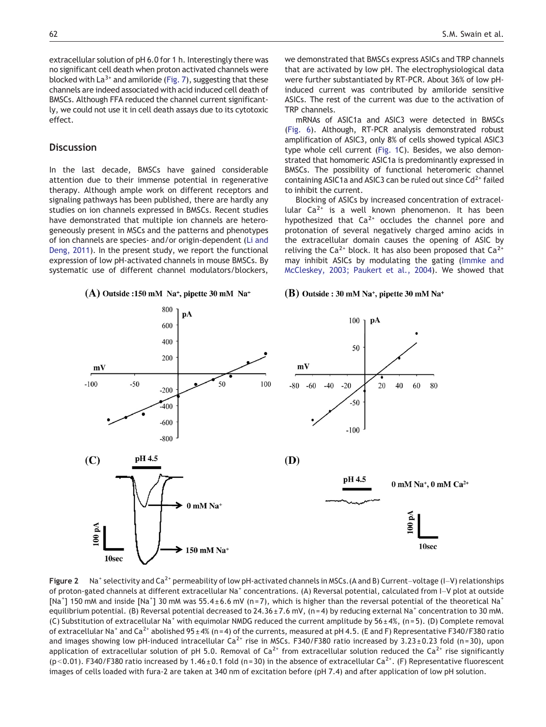extracellular solution of pH 6.0 for 1 h. Interestingly there was no significant cell death when proton activated channels were blocked with $La^{3+}$ and amiloride (Fig. 7), suggesting that these channels are indeed associated with acid induced cell death of BMSCs. Although FFA reduced the channel current significantly, we could not use it in cell death assays due to its cytotoxic effect.

## Discussion

In the last decade, BMSCs have gained considerable attention due to their immense potential in regenerative therapy. Although ample work on different receptors and signaling pathways has been published, there are hardly any studies on ion channels expressed in BMSCs. Recent studies have demonstrated that multiple ion channels are heterogeneously present in MSCs and the patterns and phenotypes of ion channels are species- and/or origin-dependent (Li and Deng, 2011). In the present study, we report the functional expression of low pH-activated channels in mouse BMSCs. By systematic use of different channel modulators/blockers, we demonstrated that BMSCs express ASICs and TRP channels that are activated by low pH. The electrophysiological data were further substantiated by RT-PCR. About 36% of low pH-induced current was contributed by amiloride sensitive ASICs. The rest of the current was due to the activation of TRP channels.

mRNAs of ASIC1a and ASIC3 were detected in BMSCs (Fig. 6). Although, RT-PCR analysis demonstrated robust amplification of ASIC3, only 8% of cells showed typical ASIC3 type whole cell current (Fig. 1C). Besides, we also demonstrated that homomeric ASIC1a is predominantly expressed in BMSCs. The possibility of functional heteromeric channel containing ASIC1a and ASIC3 can be ruled out since $Cd^{2+}$ failed to inhibit the current.

Blocking of ASICs by increased concentration of extracellular $Ca^{2+}$ is a well known phenomenon. It has been hypothesized that $Ca^{2+}$ occludes the channel pore and protonation of several negatively charged amino acids in the extracellular domain causes the opening of ASIC by reliving the $Ca^{2+}$ block. It has also been proposed that $Ca^{2+}$ may inhibit ASICs by modulating the gating (Immke and McCleskey, 2003; Paukert et al., 2004). We showed that

**Figure 2** $Na^+$ selectivity and $Ca^{2+}$ permeability of low pH-activated channels in MSCs. (A and B) Current–voltage (I–V) relationships of proton-gated channels at different extracellular $Na^+$ concentrations. (A) Reversal potential, calculated from I–V plot at outside $[Na^+]$ 150 mM and inside $[Na^+]$ 30 mM was 55.4 ± 6.6 mV (n = 7), which is higher than the reversal potential of the theoretical $Na^+$ equilibrium potential. (B) Reversal potential decreased to 24.36 ± 7.6 mV, (n = 4) by reducing external $Na^+$ concentration to 30 mM. (C) Substitution of extracellular $Na^+$ with equimolar NMDG reduced the current amplitude by 56 ± 4%, (n = 5). (D) Complete removal of extracellular $Na^+$ and $Ca^{2+}$ abolished 95 ± 4% (n = 4) of the currents, measured at pH 4.5. (E and F) Representative F340/F380 ratio and images showing low pH-induced intracellular $Ca^{2+}$ rise in MSCs. F340/F380 ratio increased by 3.23 ± 0.23 fold (n = 30), upon application of extracellular solution of pH 5.0. Removal of $Ca^{2+}$ from extracellular solution reduced the $Ca^{2+}$ rise significantly ($p < 0.01$). F340/F380 ratio increased by 1.46 ± 0.1 fold (n = 30) in the absence of extracellular $Ca^{2+}$. (F) Representative fluorescent images of cells loaded with fura-2 are taken at 340 nm of excitation before (pH 7.4) and after application of low pH solution.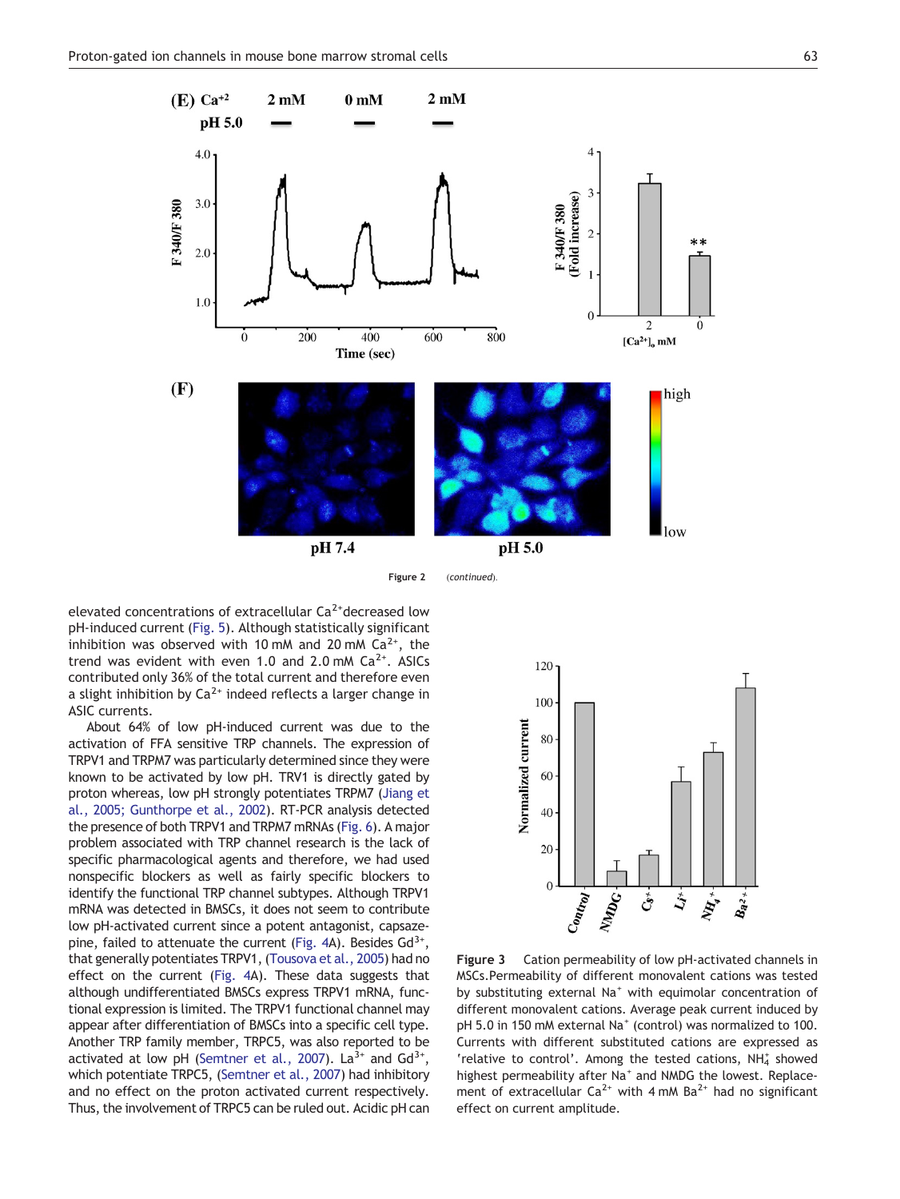Figure 2 (*continued*).

elevated concentrations of extracellular $Ca^{2+}$decreased low pH-induced current (Fig. 5). Although statistically significant inhibition was observed with 10 mM and 20 mM $Ca^{2+}$, the trend was evident with even 1.0 and 2.0 mM $Ca^{2+}$. ASICs contributed only 36% of the total current and therefore even a slight inhibition by $Ca^{2+}$ indeed reflects a larger change in ASIC currents.

About 64% of low pH-induced current was due to the activation of FFA sensitive TRP channels. The expression of TRPV1 and TRPM7 was particularly determined since they were known to be activated by low pH. TRV1 is directly gated by proton whereas, low pH strongly potentiates TRPM7 (Jiang et al., 2005; Gunthorpe et al., 2002). RT-PCR analysis detected the presence of both TRPV1 and TRPM7 mRNAs (Fig. 6). A major problem associated with TRP channel research is the lack of specific pharmacological agents and therefore, we had used nonspecific blockers as well as fairly specific blockers to identify the functional TRP channel subtypes. Although TRPV1 mRNA was detected in BMSCs, it does not seem to contribute low pH-activated current since a potent antagonist, capsazepine, failed to attenuate the current (Fig. 4A). Besides $Gd^{3+}$, that generally potentiates TRPV1, (Tousova et al., 2005) had no effect on the current (Fig. 4A). These data suggests that although undifferentiated BMSCs express TRPV1 mRNA, functional expression is limited. The TRPV1 functional channel may appear after differentiation of BMSCs into a specific cell type. Another TRP family member, TRPC5, was also reported to be activated at low pH (Semtner et al., 2007). $La^{3+}$ and $Gd^{3+}$, which potentiate TRPC5, (Semtner et al., 2007) had inhibitory and no effect on the proton activated current respectively. Thus, the involvement of TRPC5 can be ruled out. Acidic pH can

**Figure 3** Cation permeability of low pH-activated channels in MSCs. Permeability of different monovalent cations was tested by substituting external $Na^+$ with equimolar concentration of different monovalent cations. Average peak current induced by pH 5.0 in 150 mM external $Na^+$ (control) was normalized to 100. Currents with different substituted cations are expressed as 'relative to control'. Among the tested cations, $NH_4^+$ showed highest permeability after $Na^+$ and NMDG the lowest. Replacement of extracellular $Ca^{2+}$ with 4 mM $Ba^{2+}$ had no significant effect on current amplitude.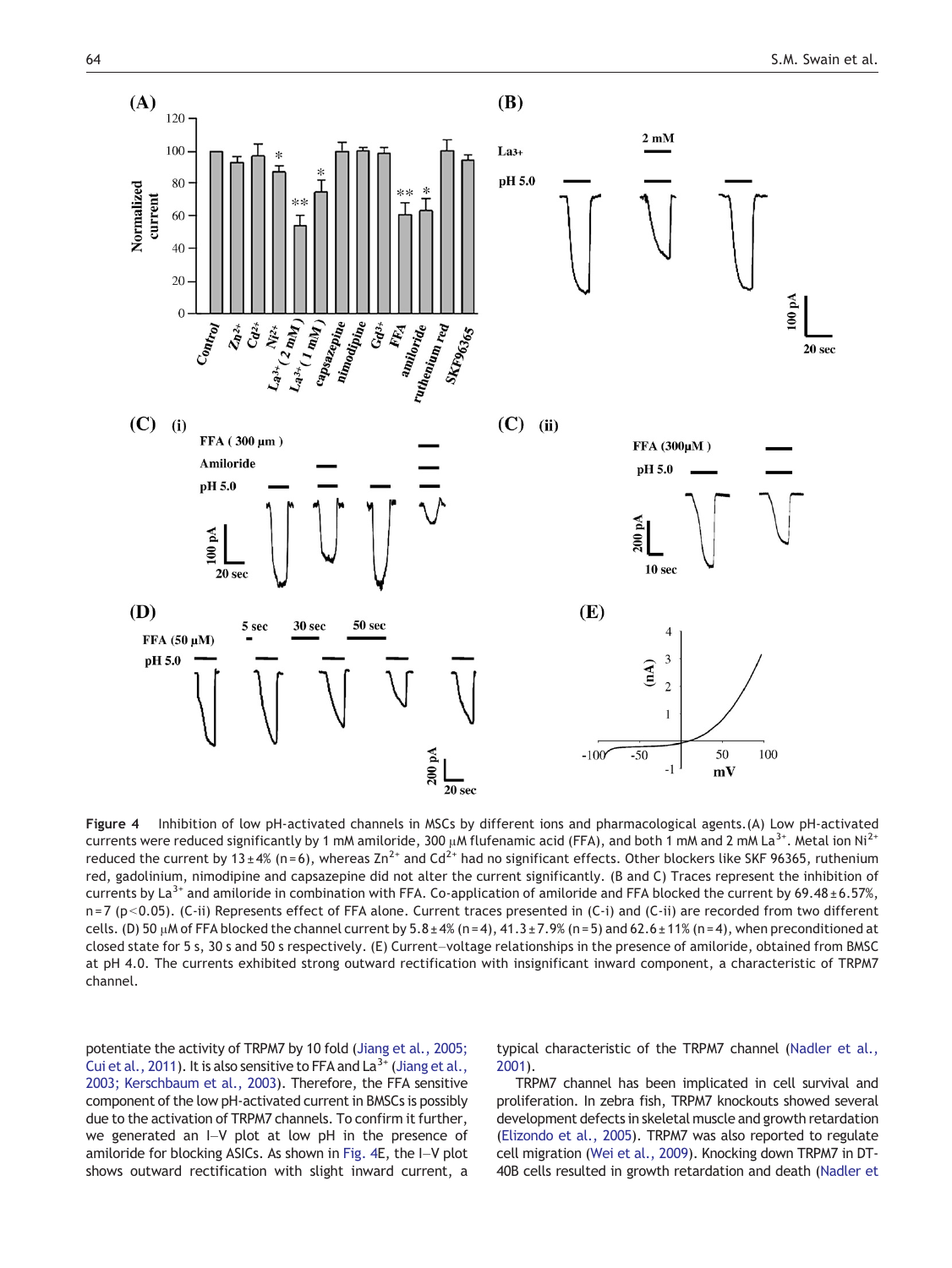**Figure 4** Inhibition of low pH-activated channels in MSCs by different ions and pharmacological agents. (A) Low pH-activated currents were reduced significantly by 1 mM amiloride, 300 μM flufenamic acid (FFA), and both 1 mM and 2 mM $La^{3+}$. Metal ion $Ni^{2+}$ reduced the current by 13 ± 4% (n = 6), whereas $Zn^{2+}$ and $Cd^{2+}$ had no significant effects. Other blockers like SKF 96365, ruthenium red, gadolinium, nimodipine and capsazepine did not alter the current significantly. (B and C) Traces represent the inhibition of currents by $La^{3+}$ and amiloride in combination with FFA. Co-application of amiloride and FFA blocked the current by 69.48 ± 6.57%, n = 7 ($p < 0.05$). (C-ii) Represents effect of FFA alone. Current traces presented in (C-i) and (C-ii) are recorded from two different cells. (D) 50 μM of FFA blocked the channel current by 5.8 ± 4% (n = 4), 41.3 ± 7.9% (n = 5) and 62.6 ± 11% (n = 4), when preconditioned at closed state for 5 s, 30 s and 50 s respectively. (E) Current–voltage relationships in the presence of amiloride, obtained from BMSC at pH 4.0. The currents exhibited strong outward rectification with insignificant inward component, a characteristic of TRPM7 channel.

potentiate the activity of TRPM7 by 10 fold (Jiang et al., 2005; Cui et al., 2011). It is also sensitive to FFA and $La^{3+}$ (Jiang et al., 2003; Kerschbaum et al., 2003). Therefore, the FFA sensitive component of the low pH-activated current in BMSCs is possibly due to the activation of TRPM7 channels. To confirm it further, we generated an I–V plot at low pH in the presence of amiloride for blocking ASICs. As shown in Fig. 4E, the I–V plot shows outward rectification with slight inward current, a typical characteristic of the TRPM7 channel (Nadler et al., 2001).

TRPM7 channel has been implicated in cell survival and proliferation. In zebra fish, TRPM7 knockouts showed several development defects in skeletal muscle and growth retardation (Elizondo et al., 2005). TRPM7 was also reported to regulate cell migration (Wei et al., 2009). Knocking down TRPM7 in DT-40B cells resulted in growth retardation and death (Nadler et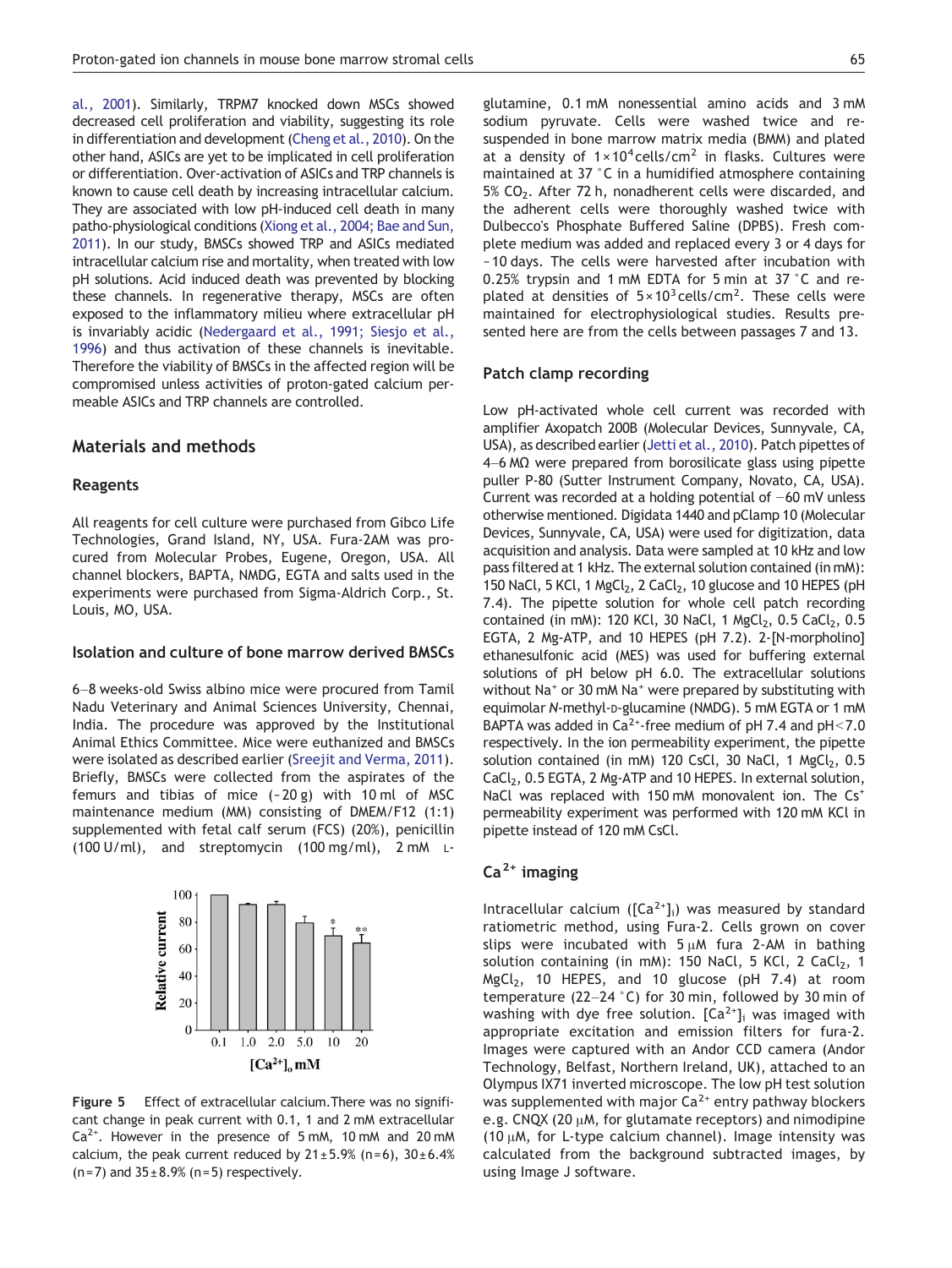al., 2001). Similarly, TRPM7 knocked down MSCs showed decreased cell proliferation and viability, suggesting its role in differentiation and development (Cheng et al., 2010). On the other hand, ASICs are yet to be implicated in cell proliferation or differentiation. Over-activation of ASICs and TRP channels is known to cause cell death by increasing intracellular calcium. They are associated with low pH-induced cell death in many patho-physiological conditions (Xiong et al., 2004; Bae and Sun, 2011). In our study, BMSCs showed TRP and ASICs mediated intracellular calcium rise and mortality, when treated with low pH solutions. Acid induced death was prevented by blocking these channels. In regenerative therapy, MSCs are often exposed to the inflammatory milieu where extracellular pH is invariably acidic (Nedergaard et al., 1991; Siesjo et al., 1996) and thus activation of these channels is inevitable. Therefore the viability of BMSCs in the affected region will be compromised unless activities of proton-gated calcium permeable ASICs and TRP channels are controlled.

## Materials and methods

### Reagents

All reagents for cell culture were purchased from Gibco Life Technologies, Grand Island, NY, USA. Fura-2AM was procured from Molecular Probes, Eugene, Oregon, USA. All channel blockers, BAPTA, NMDG, EGTA and salts used in the experiments were purchased from Sigma-Aldrich Corp., St. Louis, MO, USA.

### Isolation and culture of bone marrow derived BMSCs

6—8 weeks-old Swiss albino mice were procured from Tamil Nadu Veterinary and Animal Sciences University, Chennai, India. The procedure was approved by the Institutional Animal Ethics Committee. Mice were euthanized and BMSCs were isolated as described earlier (Sreejit and Verma, 2011). Briefly, BMSCs were collected from the aspirates of the femurs and tibias of mice (~20 g) with 10 ml of MSC maintenance medium (MM) consisting of DMEM/F12 (1:1) supplemented with fetal calf serum (FCS) (20%), penicillin (100 U/ml), and streptomycin (100 mg/ml), 2 mM L-glutamine, 0.1 mM nonessential amino acids and 3 mM sodium pyruvate. Cells were washed twice and resuspended in bone marrow matrix media (BMM) and plated at a density of $1\times10^4$ cells/cm$^2$ in flasks. Cultures were maintained at 37 °C in a humidified atmosphere containing 5% $CO_2$. After 72 h, nonadherent cells were discarded, and the adherent cells were thoroughly washed twice with Dulbecco's Phosphate Buffered Saline (DPBS). Fresh complete medium was added and replaced every 3 or 4 days for ~10 days. The cells were harvested after incubation with 0.25% trypsin and 1 mM EDTA for 5 min at 37 °C and replated at densities of $5\times10^3$ cells/cm$^2$. These cells were maintained for electrophysiological studies. Results presented here are from the cells between passages 7 and 13.

**Figure 5** Effect of extracellular calcium. There was no significant change in peak current with 0.1, 1 and 2 mM extracellular $Ca^{2+}$. However in the presence of 5 mM, 10 mM and 20 mM calcium, the peak current reduced by 21 ± 5.9% (n = 6), 30 ± 6.4% (n = 7) and 35 ± 8.9% (n = 5) respectively.

### Patch clamp recording

Low pH-activated whole cell current was recorded with amplifier Axopatch 200B (Molecular Devices, Sunnyvale, CA, USA), as described earlier (Jetti et al., 2010). Patch pipettes of 4—6 MΩ were prepared from borosilicate glass using pipette puller P-80 (Sutter Instrument Company, Novato, CA, USA). Current was recorded at a holding potential of −60 mV unless otherwise mentioned. Digidata 1440 and pClamp 10 (Molecular Devices, Sunnyvale, CA, USA) were used for digitization, data acquisition and analysis. Data were sampled at 10 kHz and low pass filtered at 1 kHz. The external solution contained (in mM): 150 NaCl, 5 KCl, 1 $MgCl_2$, 2 $CaCl_2$, 10 glucose and 10 HEPES (pH 7.4). The pipette solution for whole cell patch recording contained (in mM): 120 KCl, 30 NaCl, 1 $MgCl_2$, 0.5 $CaCl_2$, 0.5 EGTA, 2 Mg-ATP, and 10 HEPES (pH 7.2). 2-[N-morpholino] ethanesulfonic acid (MES) was used for buffering external solutions of pH below pH 6.0. The extracellular solutions without $Na^+$ or 30 mM $Na^+$ were prepared by substituting with equimolar N-methyl-D-glucamine (NMDG). 5 mM EGTA or 1 mM BAPTA was added in $Ca^{2+}$-free medium of pH 7.4 and pH < 7.0 respectively. In the ion permeability experiment, the pipette solution contained (in mM) 120 CsCl, 30 NaCl, 1 $MgCl_2$, 0.5 $CaCl_2$, 0.5 EGTA, 2 Mg-ATP and 10 HEPES. In external solution, NaCl was replaced with 150 mM monovalent ion. The $Cs^+$ permeability experiment was performed with 120 mM KCl in pipette instead of 120 mM CsCl.

### $Ca^{2+}$ imaging

Intracellular calcium ($[Ca^{2+}]_i$) was measured by standard ratiometric method, using Fura-2. Cells grown on cover slips were incubated with 5 μM fura 2-AM in bathing solution containing (in mM): 150 NaCl, 5 KCl, 2 $CaCl_2$, 1 $MgCl_2$, 10 HEPES, and 10 glucose (pH 7.4) at room temperature (22—24 °C) for 30 min, followed by 30 min of washing with dye free solution. $[Ca^{2+}]_i$ was imaged with appropriate excitation and emission filters for fura-2. Images were captured with an Andor CCD camera (Andor Technology, Belfast, Northern Ireland, UK), attached to an Olympus IX71 inverted microscope. The low pH test solution was supplemented with major $Ca^{2+}$ entry pathway blockers e.g. CNQX (20 μM, for glutamate receptors) and nimodipine (10 μM, for L-type calcium channel). Image intensity was calculated from the background subtracted images, by using Image J software.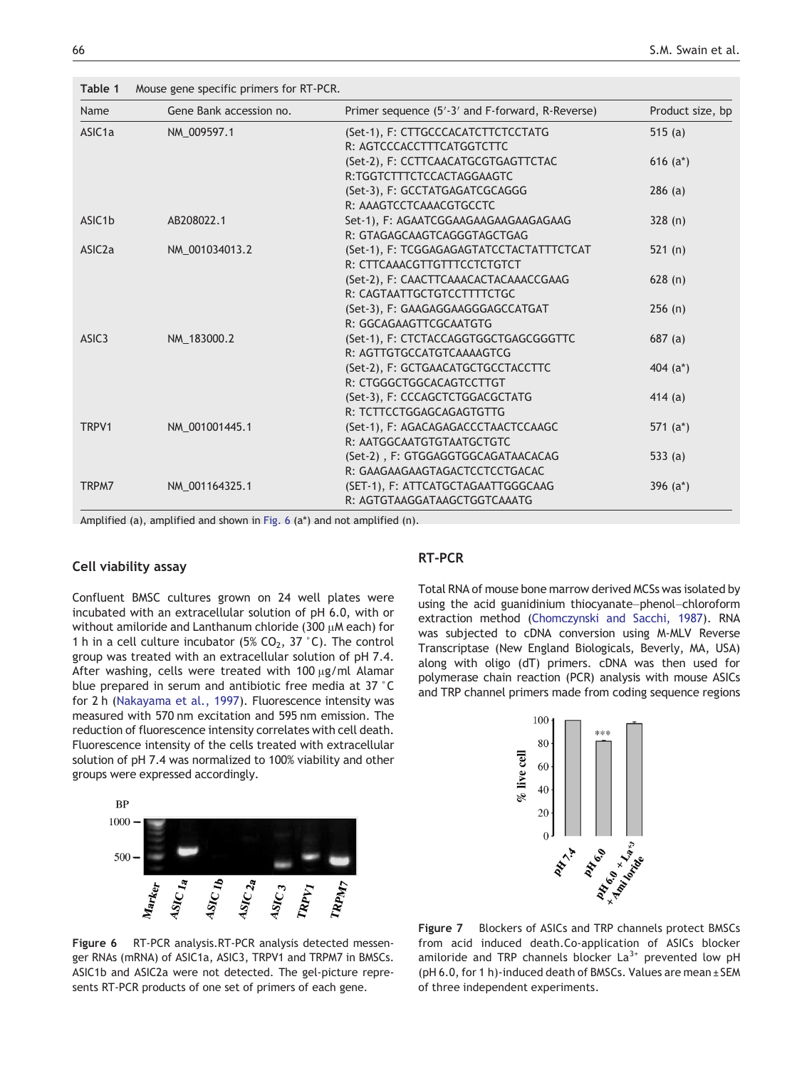**Table 1** Mouse gene specific primers for RT-PCR.

| Name | Gene Bank accession no. | Primer sequence (5′-3′ and F-forward, R-Reverse) | Product size, bp |
|---|---|---|---|
| ASIC1a | NM_009597.1 | (Set-1), F: CTTGCCCACATCTTCTCCTATG<br>R: AGTCCCACCTTTCATGGTCTTC | 515 (a) |
| | | (Set-2), F: CCTTCAACATGCGTGAGTTCTAC<br>R:TGGTCTTTCTCCACTAGGAAGTC | 616 (a*) |
| | | (Set-3), F: GCCTATGAGATCGCAGGG<br>R: AAAGTCCTCAAACGTGCCTC | 286 (a) |
| ASIC1b | AB208022.1 | Set-1), F: AGAATCGGAAGAAGAAGAAGAGAAG<br>R: GTAGAGCAAGTCAGGGTAGCTGAG | 328 (n) |
| ASIC2a | NM_001034013.2 | (Set-1), F: TCGGAGAGAGTATCCTACTATTTCTCAT<br>R: CTTCAAACGTTGTTTCCTCTGTCT | 521 (n) |
| | | (Set-2), F: CAACTTCAAACACTACAAACCGAAG<br>R: CAGTAATTGCTGTCCTTTTCTGC | 628 (n) |
| | | (Set-3), F: GAAGAGGAAGGGAGCCATGAT<br>R: GGCAGAAGTTCGCAATGTG | 256 (n) |
| ASIC3 | NM_183000.2 | (Set-1), F: CTCTACCAGGTGGCTGAGCGGGTTC<br>R: AGTTGTGCCATGTCAAAAGTCG | 687 (a) |
| | | (Set-2), F: GCTGAACATGCTGCCTACCTTC<br>R: CTGGGCTGGCACAGTCCTTGT | 404 (a*) |
| | | (Set-3), F: CCCAGCTCTGGACGCTATG<br>R: TCTTCCTGGAGCAGAGTGTTG | 414 (a) |
| TRPV1 | NM_001001445.1 | (Set-1), F: AGACAGAGACCCTAACTCCAAGC<br>R: AATGGCAATGTGTAATGCTGTC | 571 (a*) |
| | | (Set-2) , F: GTGGAGGTGGCAGATAACACAG<br>R: GAAGAAGAAGTAGACTCCTCCTGACAC | 533 (a) |
| TRPM7 | NM_001164325.1 | (SET-1), F: ATTCATGCTAGAATTGGGCAAG<br>R: AGTGTAAGGATAAGCTGGTCAAATG | 396 (a*) |

Amplified (a), amplified and shown in Fig. 6 (a*) and not amplified (n).

## Cell viability assay

Confluent BMSC cultures grown on 24 well plates were incubated with an extracellular solution of pH 6.0, with or without amiloride and Lanthanum chloride (300 μM each) for 1 h in a cell culture incubator (5% $CO_2$, 37 °C). The control group was treated with an extracellular solution of pH 7.4. After washing, cells were treated with 100 μg/ml Alamar blue prepared in serum and antibiotic free media at 37 °C for 2 h (Nakayama et al., 1997). Fluorescence intensity was measured with 570 nm excitation and 595 nm emission. The reduction of fluorescence intensity correlates with cell death. Fluorescence intensity of the cells treated with extracellular solution of pH 7.4 was normalized to 100% viability and other groups were expressed accordingly.

**Figure 6** RT-PCR analysis.RT-PCR analysis detected messenger RNAs (mRNA) of ASIC1a, ASIC3, TRPV1 and TRPM7 in BMSCs. ASIC1b and ASIC2a were not detected. The gel-picture represents RT-PCR products of one set of primers of each gene.

## RT-PCR

Total RNA of mouse bone marrow derived MCSs was isolated by using the acid guanidinium thiocyanate–phenol–chloroform extraction method (Chomczynski and Sacchi, 1987). RNA was subjected to cDNA conversion using M-MLV Reverse Transcriptase (New England Biologicals, Beverly, MA, USA) along with oligo (dT) primers. cDNA was then used for polymerase chain reaction (PCR) analysis with mouse ASICs and TRP channel primers made from coding sequence regions

**Figure 7** Blockers of ASICs and TRP channels protect BMSCs from acid induced death.Co-application of ASICs blocker amiloride and TRP channels blocker $La^{3+}$ prevented low pH (pH 6.0, for 1 h)-induced death of BMSCs. Values are mean ± SEM of three independent experiments.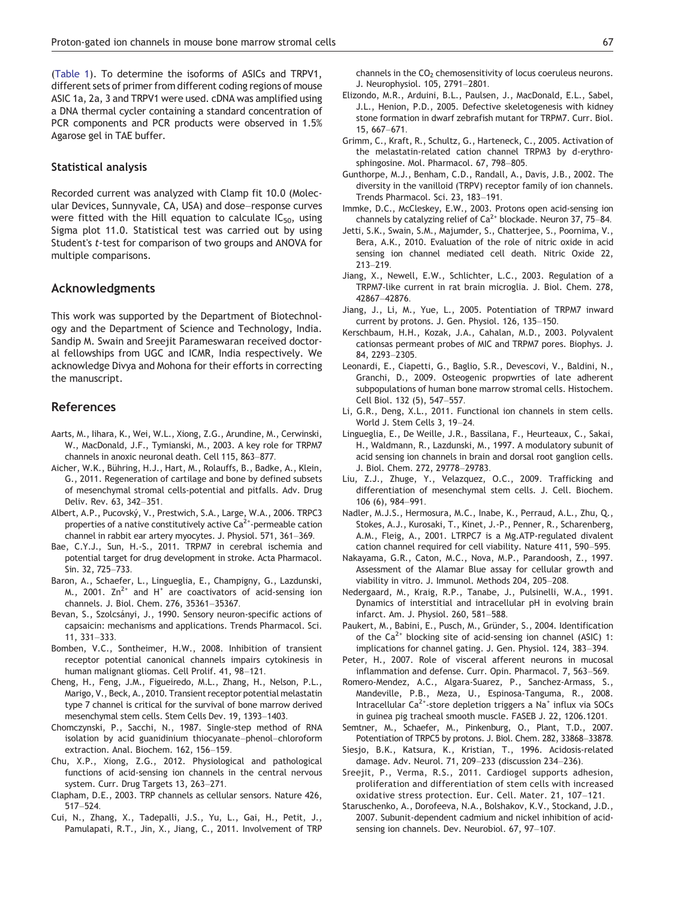(Table 1). To determine the isoforms of ASICs and TRPV1, different sets of primer from different coding regions of mouse ASIC 1a, 2a, 3 and TRPV1 were used. cDNA was amplified using a DNA thermal cycler containing a standard concentration of PCR components and PCR products were observed in 1.5% Agarose gel in TAE buffer.

### Statistical analysis

Recorded current was analyzed with Clamp fit 10.0 (Molecular Devices, Sunnyvale, CA, USA) and dose–response curves were fitted with the Hill equation to calculate $IC_{50}$, using Sigma plot 11.0. Statistical test was carried out by using Student's *t*-test for comparison of two groups and ANOVA for multiple comparisons.

## Acknowledgments

This work was supported by the Department of Biotechnology and the Department of Science and Technology, India. Sandip M. Swain and Sreejit Parameswaran received doctoral fellowships from UGC and ICMR, India respectively. We acknowledge Divya and Mohona for their efforts in correcting the manuscript.

## References

Aarts, M., Iihara, K., Wei, W.L., Xiong, Z.G., Arundine, M., Cerwinski, W., MacDonald, J.F., Tymianski, M., 2003. A key role for TRPM7 channels in anoxic neuronal death. Cell 115, 863–877.

Aicher, W.K., Bühring, H.J., Hart, M., Rolauffs, B., Badke, A., Klein, G., 2011. Regeneration of cartilage and bone by defined subsets of mesenchymal stromal cells-potential and pitfalls. Adv. Drug Deliv. Rev. 63, 342–351.

Albert, A.P., Pucovský, V., Prestwich, S.A., Large, W.A., 2006. TRPC3 properties of a native constitutively active $Ca^{2+}$-permeable cation channel in rabbit ear artery myocytes. J. Physiol. 571, 361–369.

Bae, C.Y.J., Sun, H.-S., 2011. TRPM7 in cerebral ischemia and potential target for drug development in stroke. Acta Pharmacol. Sin. 32, 725–733.

Baron, A., Schaefer, L., Lingueglia, E., Champigny, G., Lazdunski, M., 2001. $Zn^{2+}$ and $H^{+}$ are coactivators of acid-sensing ion channels. J. Biol. Chem. 276, 35361–35367.

Bevan, S., Szolcsányi, J., 1990. Sensory neuron-specific actions of capsaicin: mechanisms and applications. Trends Pharmacol. Sci. 11, 331–333.

Bomben, V.C., Sontheimer, H.W., 2008. Inhibition of transient receptor potential canonical channels impairs cytokinesis in human malignant gliomas. Cell Prolif. 41, 98–121.

Cheng, H., Feng, J.M., Figueiredo, M.L., Zhang, H., Nelson, P.L., Marigo, V., Beck, A., 2010. Transient receptor potential melastatin type 7 channel is critical for the survival of bone marrow derived mesenchymal stem cells. Stem Cells Dev. 19, 1393–1403.

Chomczynski, P., Sacchi, N., 1987. Single-step method of RNA isolation by acid guanidinium thiocyanate–phenol–chloroform extraction. Anal. Biochem. 162, 156–159.

Chu, X.P., Xiong, Z.G., 2012. Physiological and pathological functions of acid-sensing ion channels in the central nervous system. Curr. Drug Targets 13, 263–271.

Clapham, D.E., 2003. TRP channels as cellular sensors. Nature 426, 517–524.

Cui, N., Zhang, X., Tadepalli, J.S., Yu, L., Gai, H., Petit, J., Pamulapati, R.T., Jin, X., Jiang, C., 2011. Involvement of TRP channels in the $CO_2$ chemosensitivity of locus coeruleus neurons. J. Neurophysiol. 105, 2791–2801.

Elizondo, M.R., Arduini, B.L., Paulsen, J., MacDonald, E.L., Sabel, J.L., Henion, P.D., 2005. Defective skeletogenesis with kidney stone formation in dwarf zebrafish mutant for TRPM7. Curr. Biol. 15, 667–671.

Grimm, C., Kraft, R., Schultz, G., Harteneck, C., 2005. Activation of the melastatin-related cation channel TRPM3 by d-erythro-sphingosine. Mol. Pharmacol. 67, 798–805.

Gunthorpe, M.J., Benham, C.D., Randall, A., Davis, J.B., 2002. The diversity in the vanilloid (TRPV) receptor family of ion channels. Trends Pharmacol. Sci. 23, 183–191.

Immke, D.C., McCleskey, E.W., 2003. Protons open acid-sensing ion channels by catalyzing relief of $Ca^{2+}$ blockade. Neuron 37, 75–84.

Jetti, S.K., Swain, S.M., Majumder, S., Chatterjee, S., Poornima, V., Bera, A.K., 2010. Evaluation of the role of nitric oxide in acid sensing ion channel mediated cell death. Nitric Oxide 22, 213–219.

Jiang, X., Newell, E.W., Schlichter, L.C., 2003. Regulation of a TRPM7-like current in rat brain microglia. J. Biol. Chem. 278, 42867–42876.

Jiang, J., Li, M., Yue, L., 2005. Potentiation of TRPM7 inward current by protons. J. Gen. Physiol. 126, 135–150.

Kerschbaum, H.H., Kozak, J.A., Cahalan, M.D., 2003. Polyvalent cationsas permeant probes of MIC and TRPM7 pores. Biophys. J. 84, 2293–2305.

Leonardi, E., Ciapetti, G., Baglio, S.R., Devescovi, V., Baldini, N., Granchi, D., 2009. Osteogenic propwrties of late adherent subpopulations of human bone marrow stromal cells. Histochem. Cell Biol. 132 (5), 547–557.

Li, G.R., Deng, X.L., 2011. Functional ion channels in stem cells. World J. Stem Cells 3, 19–24.

Lingueglia, E., De Weille, J.R., Bassilana, F., Heurteaux, C., Sakai, H., Waldmann, R., Lazdunski, M., 1997. A modulatory subunit of acid sensing ion channels in brain and dorsal root ganglion cells. J. Biol. Chem. 272, 29778–29783.

Liu, Z.J., Zhuge, Y., Velazquez, O.C., 2009. Trafficking and differentiation of mesenchymal stem cells. J. Cell. Biochem. 106 (6), 984–991.

Nadler, M.J.S., Hermosura, M.C., Inabe, K., Perraud, A.L., Zhu, Q., Stokes, A.J., Kurosaki, T., Kinet, J.-P., Penner, R., Scharenberg, A.M., Fleig, A., 2001. LTRPC7 is a Mg.ATP-regulated divalent cation channel required for cell viability. Nature 411, 590–595.

Nakayama, G.R., Caton, M.C., Nova, M.P., Parandoosh, Z., 1997. Assessment of the Alamar Blue assay for cellular growth and viability in vitro. J. Immunol. Methods 204, 205–208.

Nedergaard, M., Kraig, R.P., Tanabe, J., Pulsinelli, W.A., 1991. Dynamics of interstitial and intracellular pH in evolving brain infarct. Am. J. Physiol. 260, 581–588.

Paukert, M., Babini, E., Pusch, M., Gründer, S., 2004. Identification of the $Ca^{2+}$ blocking site of acid-sensing ion channel (ASIC) 1: implications for channel gating. J. Gen. Physiol. 124, 383–394.

Peter, H., 2007. Role of visceral afferent neurons in mucosal inflammation and defense. Curr. Opin. Pharmacol. 7, 563–569.

Romero-Mendez, A.C., Algara-Suarez, P., Sanchez-Armass, S., Mandeville, P.B., Meza, U., Espinosa-Tanguma, R., 2008. Intracellular $Ca^{2+}$-store depletion triggers a $Na^{+}$ influx via SOCs in guinea pig tracheal smooth muscle. FASEB J. 22, 1206.1201.

Semtner, M., Schaefer, M., Pinkenburg, O., Plant, T.D., 2007. Potentiation of TRPC5 by protons. J. Biol. Chem. 282, 33868–33878.

Siesjo, B.K., Katsura, K., Kristian, T., 1996. Acidosis-related damage. Adv. Neurol. 71, 209–233 (discussion 234–236).

Sreejit, P., Verma, R.S., 2011. Cardiogel supports adhesion, proliferation and differentiation of stem cells with increased oxidative stress protection. Eur. Cell. Mater. 21, 107–121.

Staruschenko, A., Dorofeeva, N.A., Bolshakov, K.V., Stockand, J.D., 2007. Subunit-dependent cadmium and nickel inhibition of acid-sensing ion channels. Dev. Neurobiol. 67, 97–107.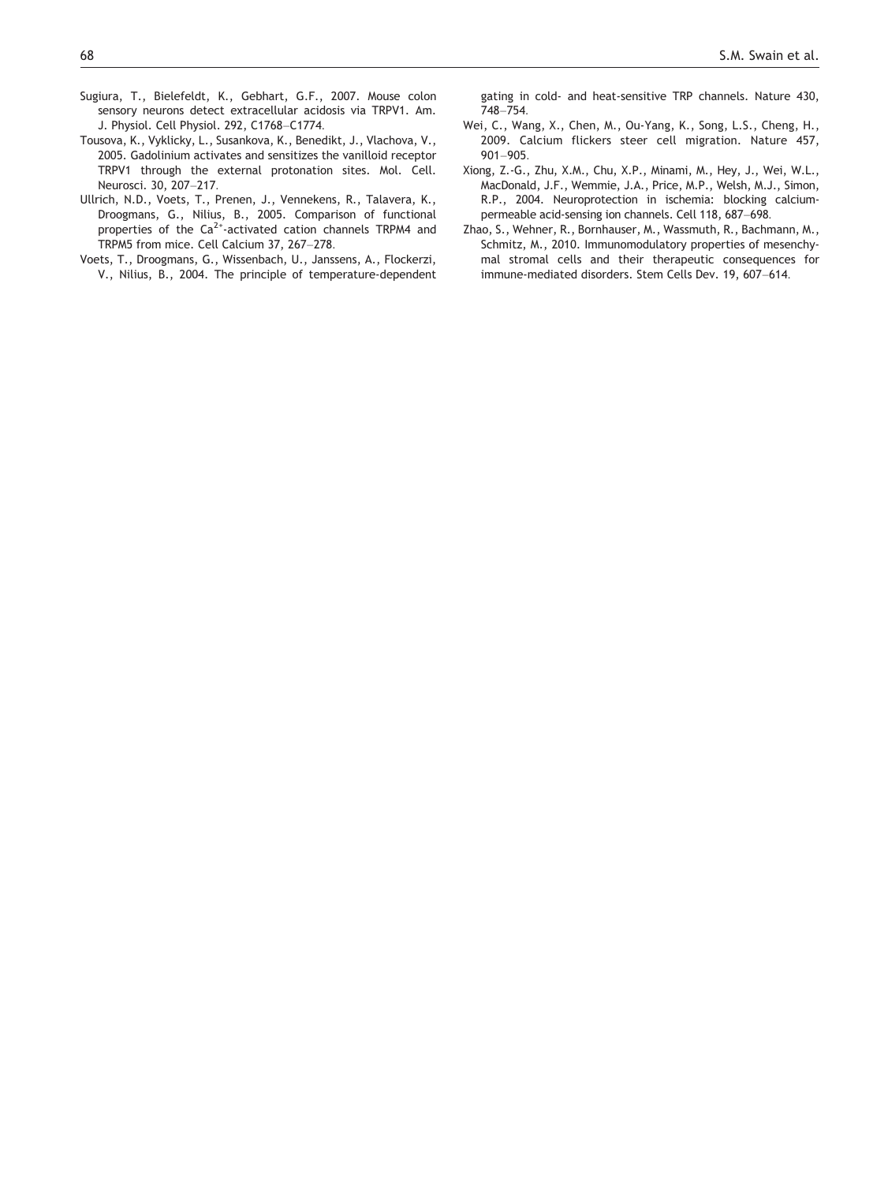Sugiura, T., Bielefeldt, K., Gebhart, G.F., 2007. Mouse colon sensory neurons detect extracellular acidosis via TRPV1. Am. J. Physiol. Cell Physiol. 292, C1768–C1774.

Tousova, K., Vyklicky, L., Susankova, K., Benedikt, J., Vlachova, V., 2005. Gadolinium activates and sensitizes the vanilloid receptor TRPV1 through the external protonation sites. Mol. Cell. Neurosci. 30, 207–217.

Ullrich, N.D., Voets, T., Prenen, J., Vennekens, R., Talavera, K., Droogmans, G., Nilius, B., 2005. Comparison of functional properties of the $Ca^{2+}$-activated cation channels TRPM4 and TRPM5 from mice. Cell Calcium 37, 267–278.

Voets, T., Droogmans, G., Wissenbach, U., Janssens, A., Flockerzi, V., Nilius, B., 2004. The principle of temperature-dependent gating in cold- and heat-sensitive TRP channels. Nature 430, 748–754.

Wei, C., Wang, X., Chen, M., Ou-Yang, K., Song, L.S., Cheng, H., 2009. Calcium flickers steer cell migration. Nature 457, 901–905.

Xiong, Z.-G., Zhu, X.M., Chu, X.P., Minami, M., Hey, J., Wei, W.L., MacDonald, J.F., Wemmie, J.A., Price, M.P., Welsh, M.J., Simon, R.P., 2004. Neuroprotection in ischemia: blocking calcium-permeable acid-sensing ion channels. Cell 118, 687–698.

Zhao, S., Wehner, R., Bornhauser, M., Wassmuth, R., Bachmann, M., Schmitz, M., 2010. Immunomodulatory properties of mesenchymal stromal cells and their therapeutic consequences for immune-mediated disorders. Stem Cells Dev. 19, 607–614.